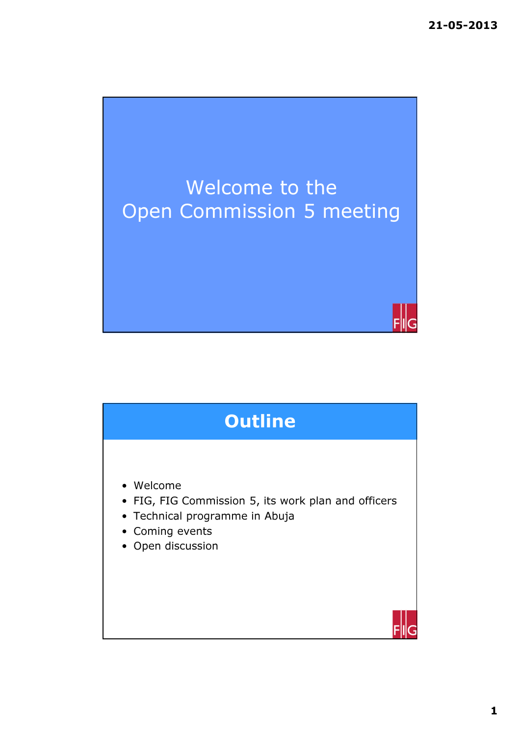# Welcome to the Open Commission 5 meeting

## Outline

- Welcome
- FIG, FIG Commission 5, its work plan and officers
- Technical programme in Abuja
- Coming events
- Open discussion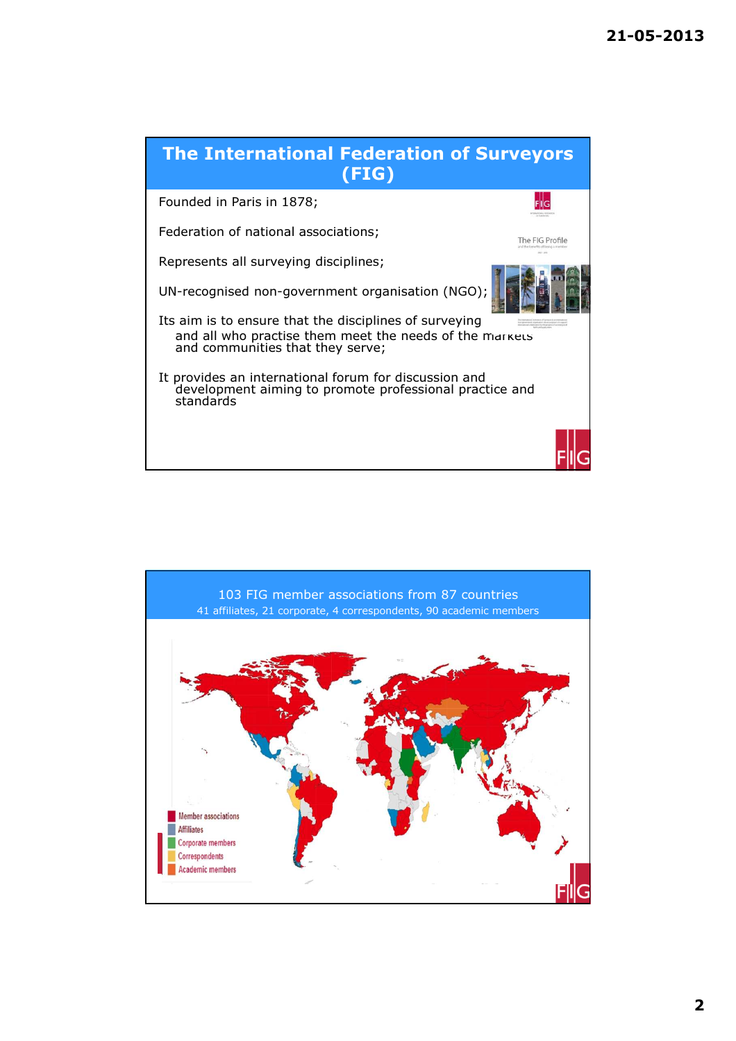## The International Federation of Surveyors (FIG)

Founded in Paris in 1878;

Federation of national associations;

Represents all surveying disciplines;

UN-recognised non-government organisation (NGO);

Its aim is to ensure that the disciplines of surveying and all who practise them meet the needs of the markets and communities that they serve;

It provides an international forum for discussion and development aiming to promote professional practice and standards

The FIG Profile

FIG

## 103 FIG member associations from 87 countries

41 affiliates, 21 corporate, 4 correspondents, 90 academic members

- Member associations
- Affiliates
- Corporate members
- Correspondents
- Academic members

FIG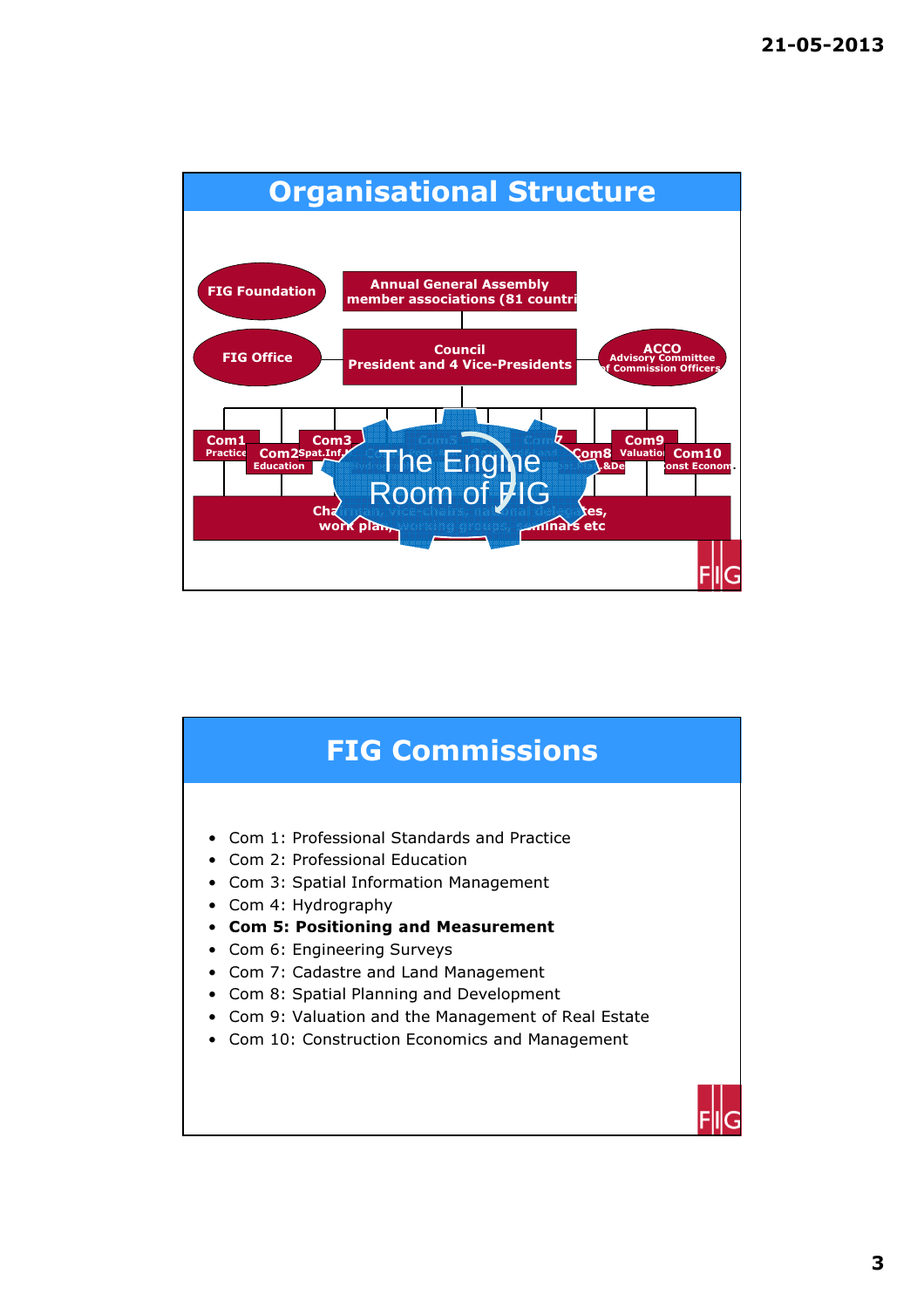## Organisational Structure

FIG Foundation

Annual General Assembly
member associations (81 countri

FIG Office

Council
President and 4 Vice-Presidents

ACCO
Advisory Committee
of Commission Officers

Com1 Practice | Com2 Education | Com3 Spat.Inf. | Com8 &De | Com9 Valuation | Com10 Const Econom.

The Engine Room of FIG

Cha... work plan, ...es, ...minars etc

## FIG Commissions

- Com 1: Professional Standards and Practice
- Com 2: Professional Education
- Com 3: Spatial Information Management
- Com 4: Hydrography
- **Com 5: Positioning and Measurement**
- Com 6: Engineering Surveys
- Com 7: Cadastre and Land Management
- Com 8: Spatial Planning and Development
- Com 9: Valuation and the Management of Real Estate
- Com 10: Construction Economics and Management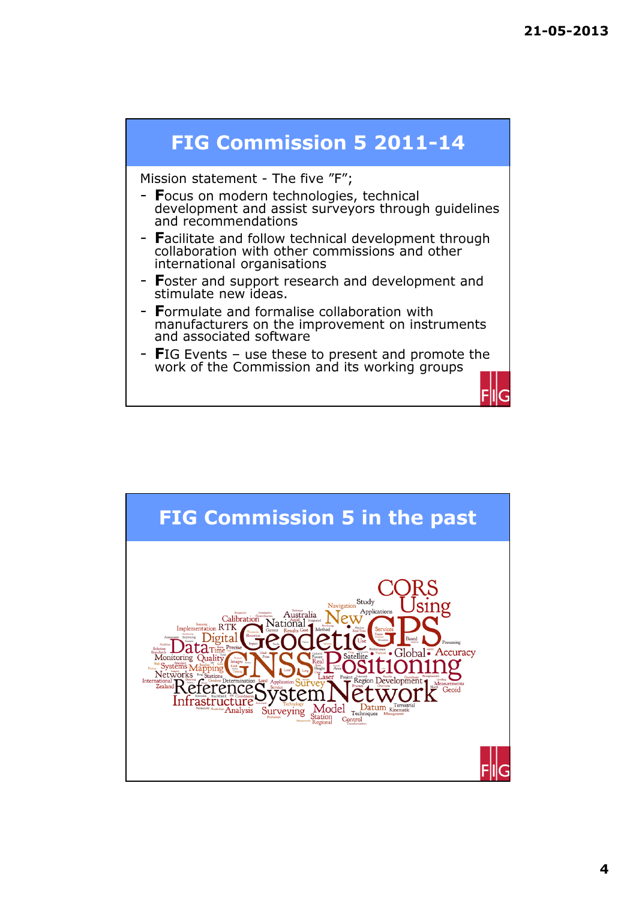## FIG Commission 5 2011-14

Mission statement - The five "F";

- **F**ocus on modern technologies, technical development and assist surveyors through guidelines and recommendations
- **F**acilitate and follow technical development through collaboration with other commissions and other international organisations
- **F**oster and support research and development and stimulate new ideas.
- **F**ormulate and formalise collaboration with manufacturers on the improvement on instruments and associated software
- **F**IG Events – use these to present and promote the work of the Commission and its working groups

## FIG Commission 5 in the past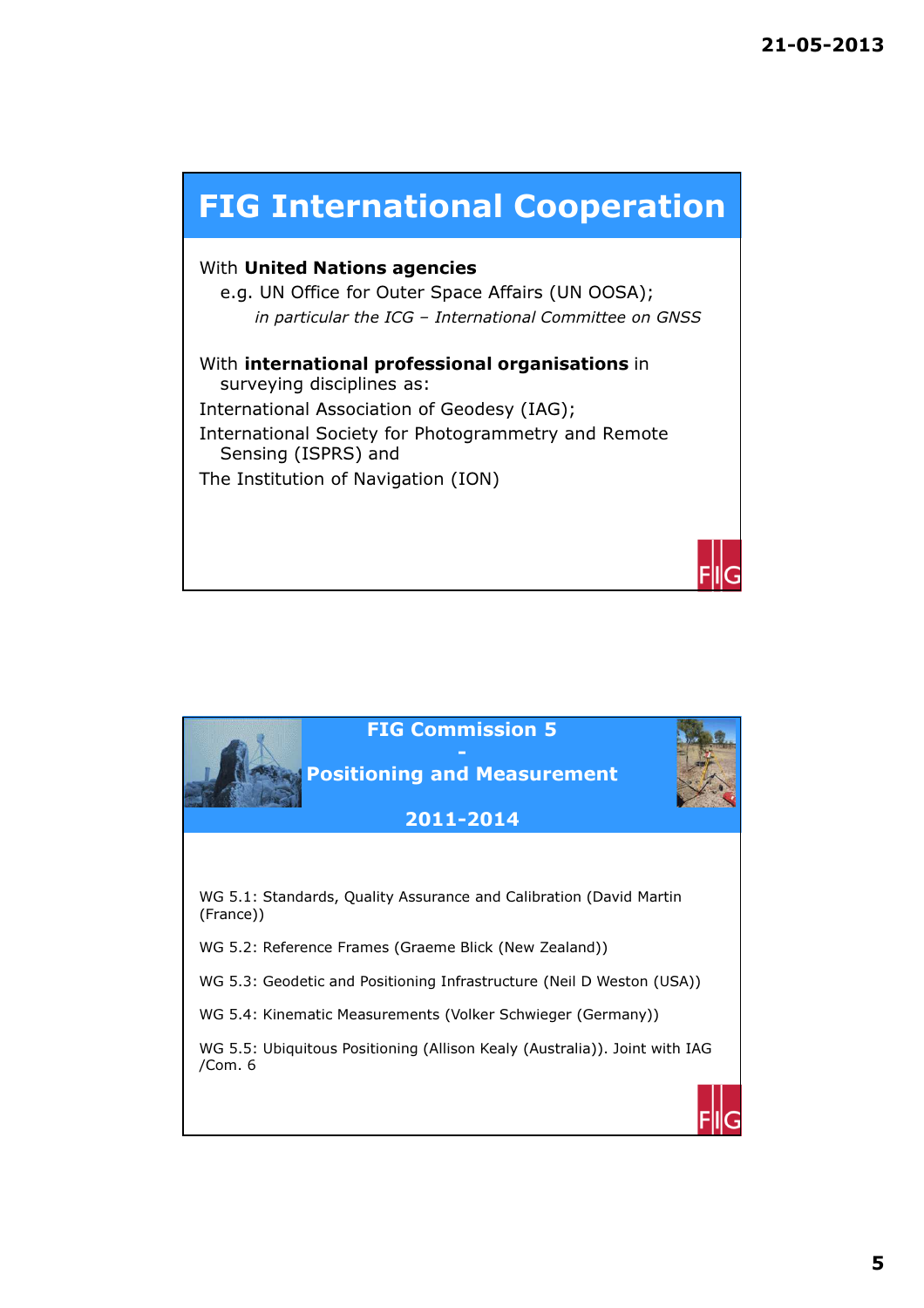# FIG International Cooperation

With **United Nations agencies**

e.g. UN Office for Outer Space Affairs (UN OOSA);

*in particular the ICG – International Committee on GNSS*

With **international professional organisations** in surveying disciplines as:

International Association of Geodesy (IAG);

International Society for Photogrammetry and Remote Sensing (ISPRS) and

The Institution of Navigation (ION)

# FIG Commission 5 - Positioning and Measurement 2011-2014

WG 5.1: Standards, Quality Assurance and Calibration (David Martin (France))

WG 5.2: Reference Frames (Graeme Blick (New Zealand))

WG 5.3: Geodetic and Positioning Infrastructure (Neil D Weston (USA))

WG 5.4: Kinematic Measurements (Volker Schwieger (Germany))

WG 5.5: Ubiquitous Positioning (Allison Kealy (Australia)). Joint with IAG /Com. 6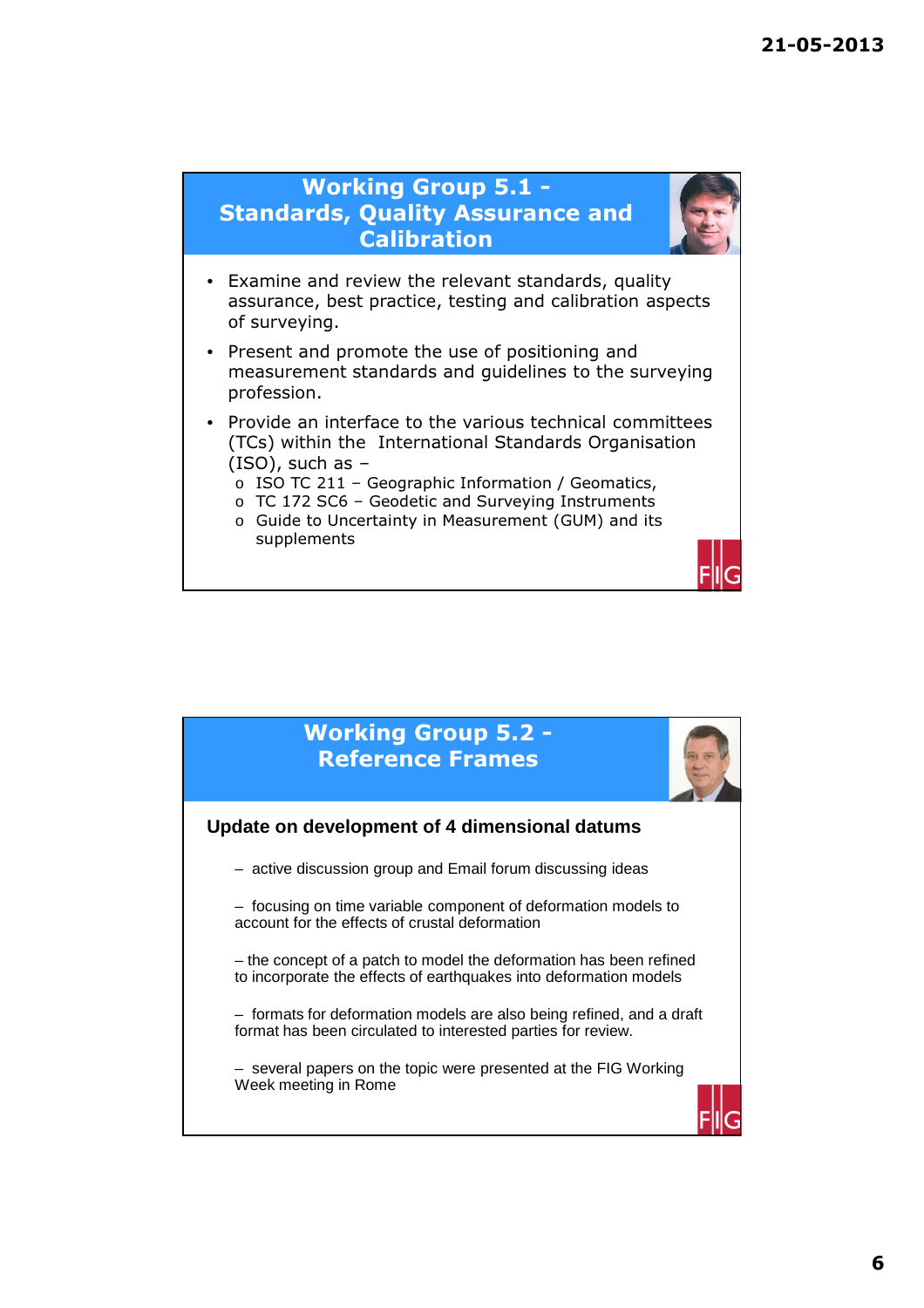## Working Group 5.1 - Standards, Quality Assurance and Calibration

- Examine and review the relevant standards, quality assurance, best practice, testing and calibration aspects of surveying.
- Present and promote the use of positioning and measurement standards and guidelines to the surveying profession.
- Provide an interface to the various technical committees (TCs) within the International Standards Organisation (ISO), such as –
  - ISO TC 211 – Geographic Information / Geomatics,
  - TC 172 SC6 – Geodetic and Surveying Instruments
  - Guide to Uncertainty in Measurement (GUM) and its supplements

## Working Group 5.2 - Reference Frames

**Update on development of 4 dimensional datums**

- active discussion group and Email forum discussing ideas
- focusing on time variable component of deformation models to account for the effects of crustal deformation
- the concept of a patch to model the deformation has been refined to incorporate the effects of earthquakes into deformation models
- formats for deformation models are also being refined, and a draft format has been circulated to interested parties for review.
- several papers on the topic were presented at the FIG Working Week meeting in Rome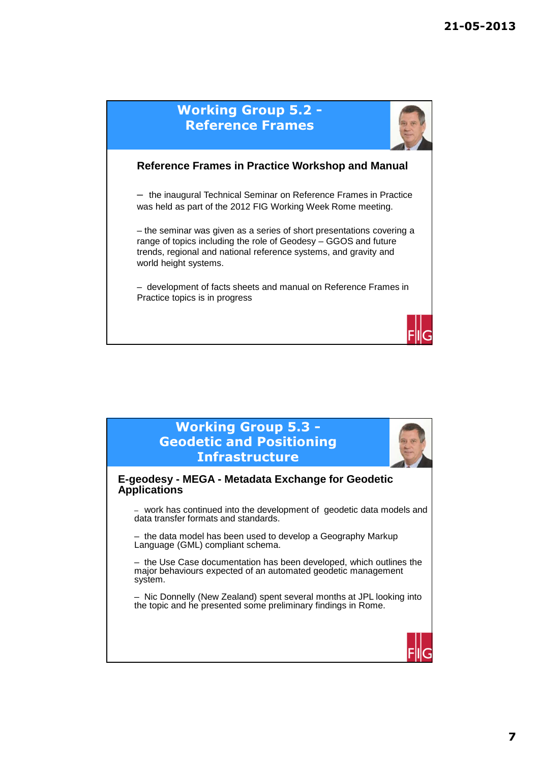## Working Group 5.2 - Reference Frames

### Reference Frames in Practice Workshop and Manual

– the inaugural Technical Seminar on Reference Frames in Practice was held as part of the 2012 FIG Working Week Rome meeting.

– the seminar was given as a series of short presentations covering a range of topics including the role of Geodesy – GGOS and future trends, regional and national reference systems, and gravity and world height systems.

– development of facts sheets and manual on Reference Frames in Practice topics is in progress

## Working Group 5.3 - Geodetic and Positioning Infrastructure

### E-geodesy - MEGA - Metadata Exchange for Geodetic Applications

– work has continued into the development of geodetic data models and data transfer formats and standards.

– the data model has been used to develop a Geography Markup Language (GML) compliant schema.

– the Use Case documentation has been developed, which outlines the major behaviours expected of an automated geodetic management system.

– Nic Donnelly (New Zealand) spent several months at JPL looking into the topic and he presented some preliminary findings in Rome.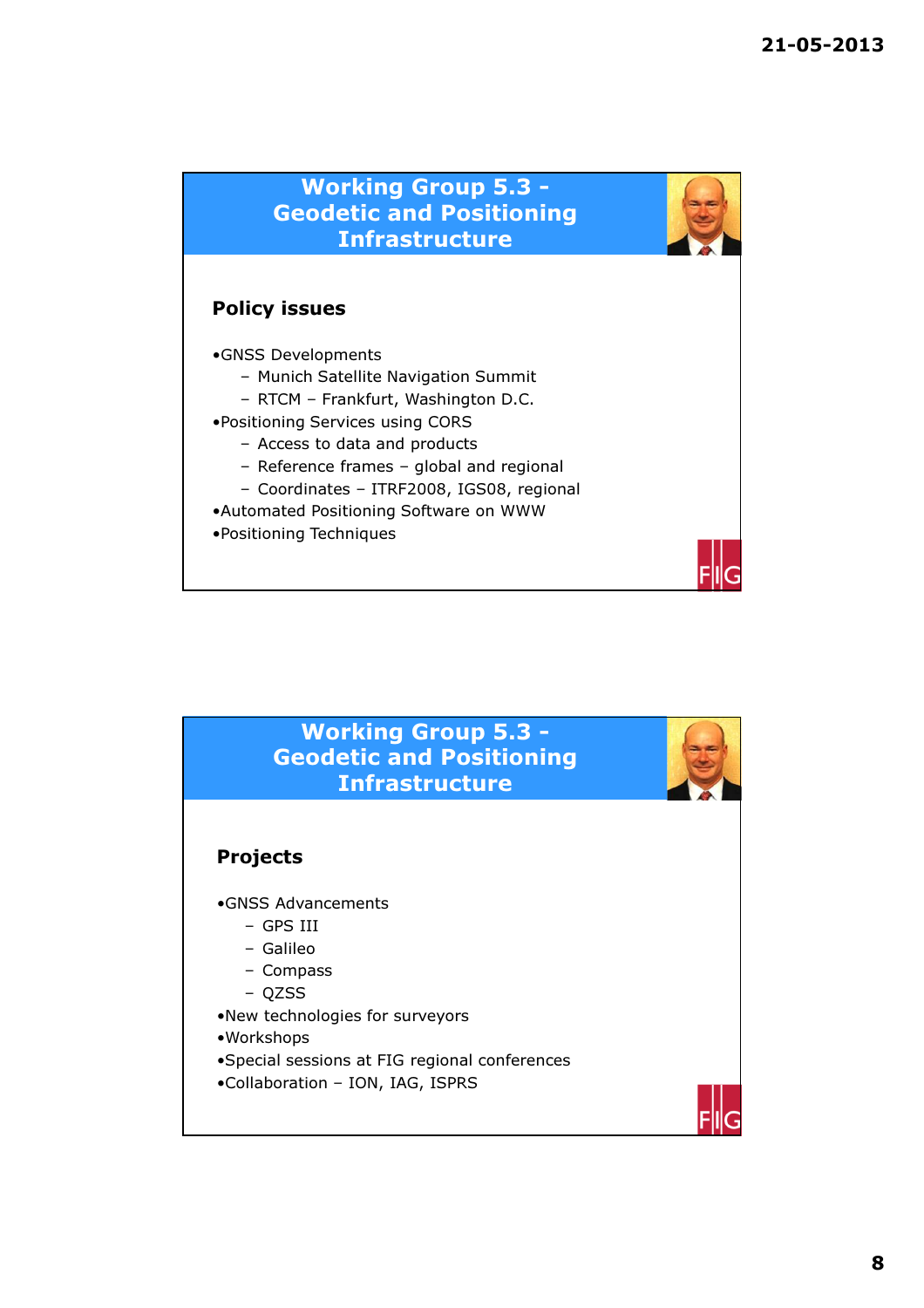## Working Group 5.3 - Geodetic and Positioning Infrastructure

### Policy issues

- GNSS Developments
  - Munich Satellite Navigation Summit
  - RTCM – Frankfurt, Washington D.C.
- Positioning Services using CORS
  - Access to data and products
  - Reference frames – global and regional
  - Coordinates – ITRF2008, IGS08, regional
- Automated Positioning Software on WWW
- Positioning Techniques

## Working Group 5.3 - Geodetic and Positioning Infrastructure

### Projects

- GNSS Advancements
  - GPS III
  - Galileo
  - Compass
  - QZSS
- New technologies for surveyors
- Workshops
- Special sessions at FIG regional conferences
- Collaboration – ION, IAG, ISPRS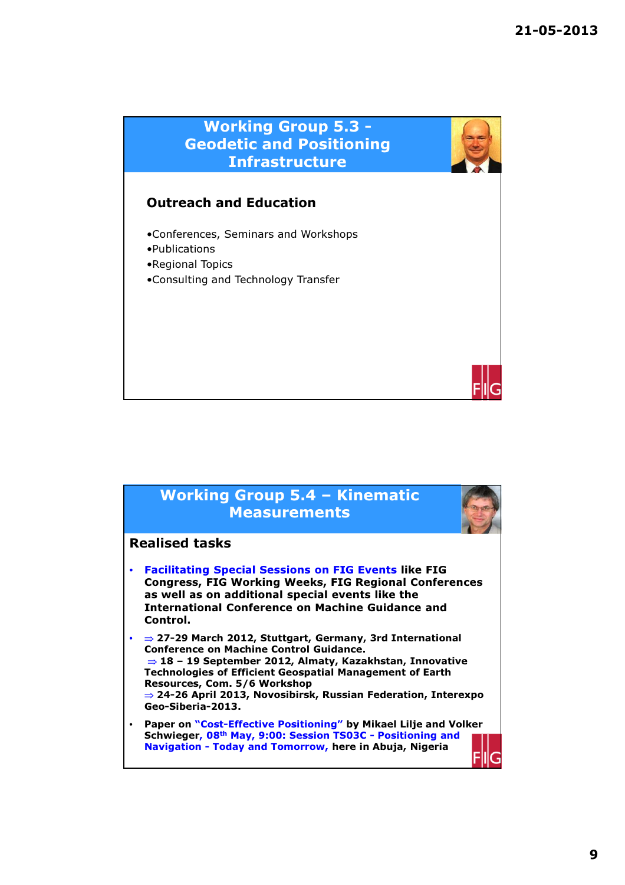## Working Group 5.3 - Geodetic and Positioning Infrastructure

### Outreach and Education

- Conferences, Seminars and Workshops
- Publications
- Regional Topics
- Consulting and Technology Transfer

## Working Group 5.4 – Kinematic Measurements

### Realised tasks

- **Facilitating Special Sessions on FIG Events like FIG Congress, FIG Working Weeks, FIG Regional Conferences as well as on additional special events like the International Conference on Machine Guidance and Control.**
- **⇒ 27-29 March 2012, Stuttgart, Germany, 3rd International Conference on Machine Control Guidance.**
  **⇒ 18 – 19 September 2012, Almaty, Kazakhstan, Innovative Technologies of Efficient Geospatial Management of Earth Resources, Com. 5/6 Workshop**
  **⇒ 24-26 April 2013, Novosibirsk, Russian Federation, Interexpo Geo-Siberia-2013.**
- **Paper on "Cost-Effective Positioning" by Mikael Lilje and Volker Schwieger, 08th May, 9:00: Session TS03C - Positioning and Navigation - Today and Tomorrow, here in Abuja, Nigeria**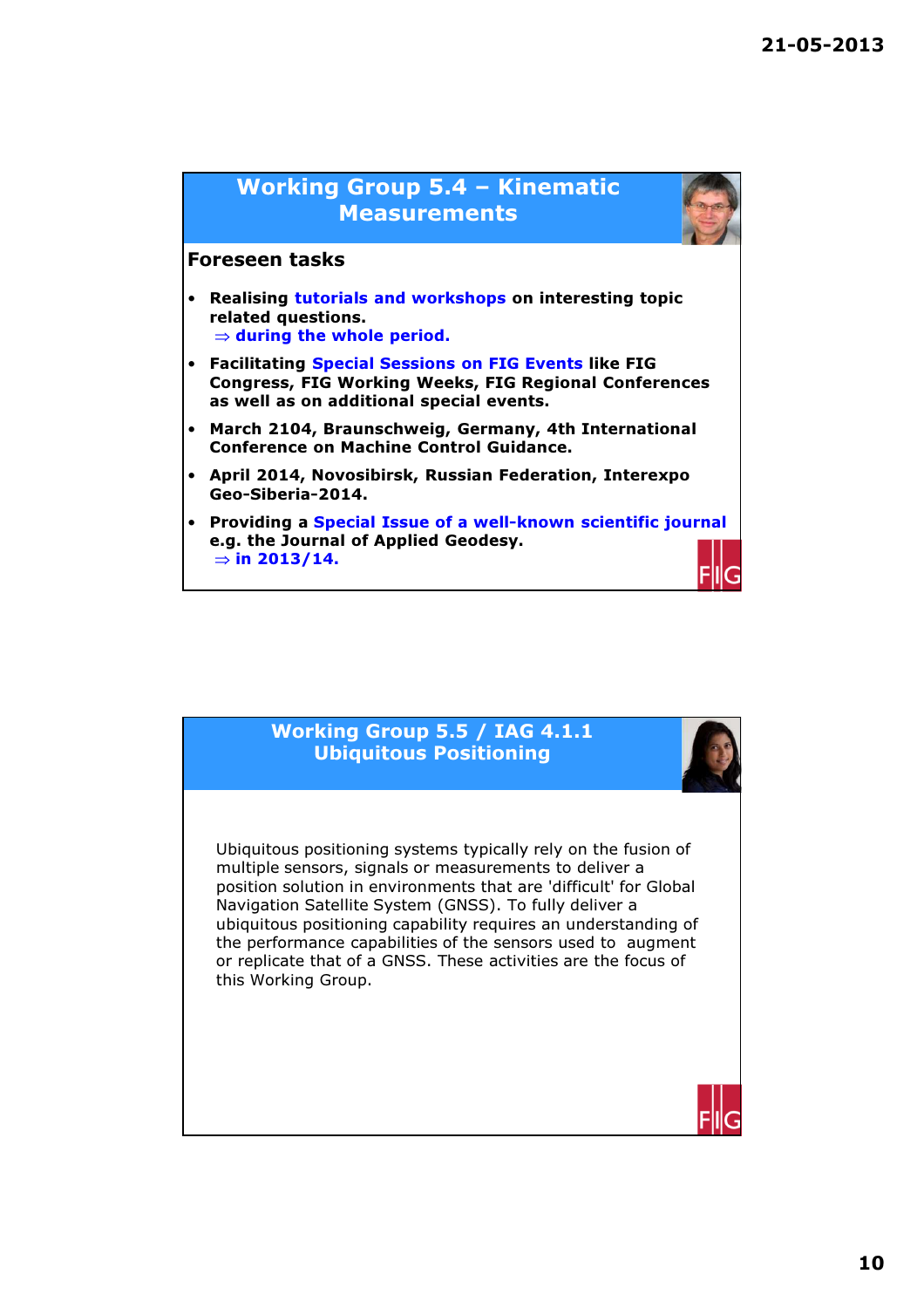## Working Group 5.4 – Kinematic Measurements

### Foreseen tasks

- Realising **tutorials and workshops** on interesting topic related questions.
  ⇒ **during the whole period.**
- Facilitating **Special Sessions on FIG Events** like FIG Congress, FIG Working Weeks, FIG Regional Conferences as well as on additional special events.
- March 2104, Braunschweig, Germany, 4th International Conference on Machine Control Guidance.
- April 2014, Novosibirsk, Russian Federation, Interexpo Geo-Siberia-2014.
- Providing a **Special Issue of a well-known scientific journal** e.g. the Journal of Applied Geodesy.
  ⇒ **in 2013/14.**

## Working Group 5.5 / IAG 4.1.1 Ubiquitous Positioning

Ubiquitous positioning systems typically rely on the fusion of multiple sensors, signals or measurements to deliver a position solution in environments that are 'difficult' for Global Navigation Satellite System (GNSS). To fully deliver a ubiquitous positioning capability requires an understanding of the performance capabilities of the sensors used to augment or replicate that of a GNSS. These activities are the focus of this Working Group.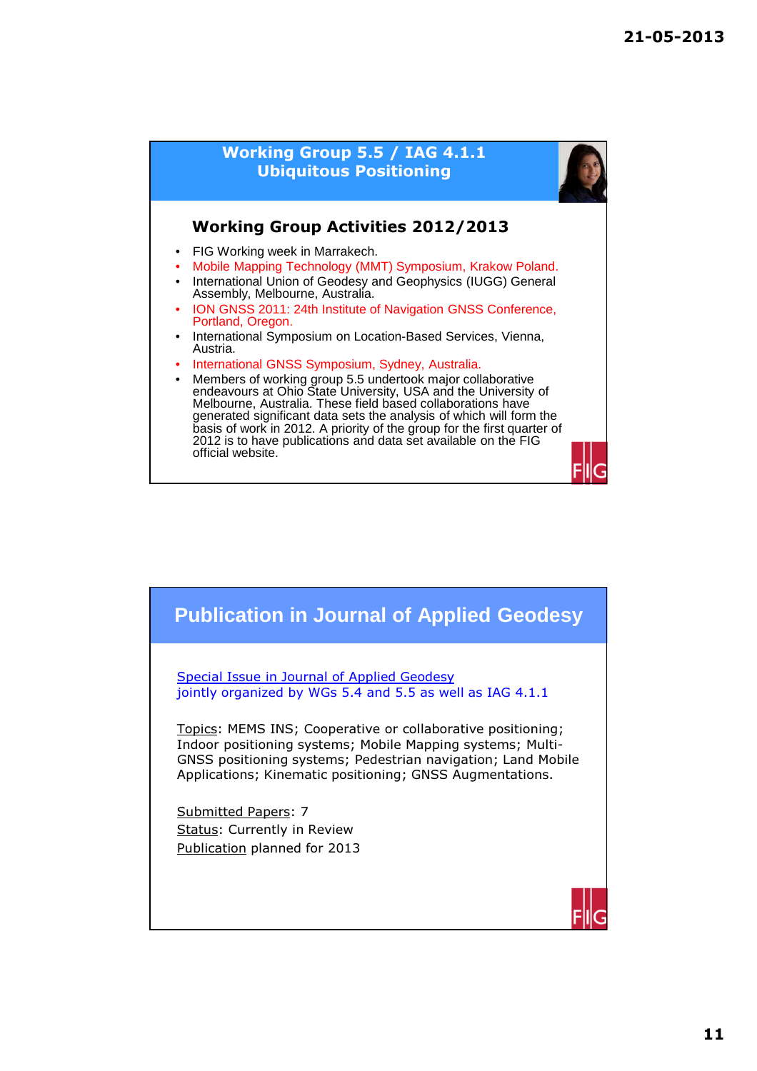## Working Group 5.5 / IAG 4.1.1
## Ubiquitous Positioning

### Working Group Activities 2012/2013

- FIG Working week in Marrakech.
- Mobile Mapping Technology (MMT) Symposium, Krakow Poland.
- International Union of Geodesy and Geophysics (IUGG) General Assembly, Melbourne, Australia.
- ION GNSS 2011: 24th Institute of Navigation GNSS Conference, Portland, Oregon.
- International Symposium on Location-Based Services, Vienna, Austria.
- International GNSS Symposium, Sydney, Australia.
- Members of working group 5.5 undertook major collaborative endeavours at Ohio State University, USA and the University of Melbourne, Australia. These field based collaborations have generated significant data sets the analysis of which will form the basis of work in 2012. A priority of the group for the first quarter of 2012 is to have publications and data set available on the FIG official website.

## Publication in Journal of Applied Geodesy

Special Issue in Journal of Applied Geodesy
jointly organized by WGs 5.4 and 5.5 as well as IAG 4.1.1

Topics: MEMS INS; Cooperative or collaborative positioning; Indoor positioning systems; Mobile Mapping systems; Multi-GNSS positioning systems; Pedestrian navigation; Land Mobile Applications; Kinematic positioning; GNSS Augmentations.

Submitted Papers: 7
Status: Currently in Review
Publication planned for 2013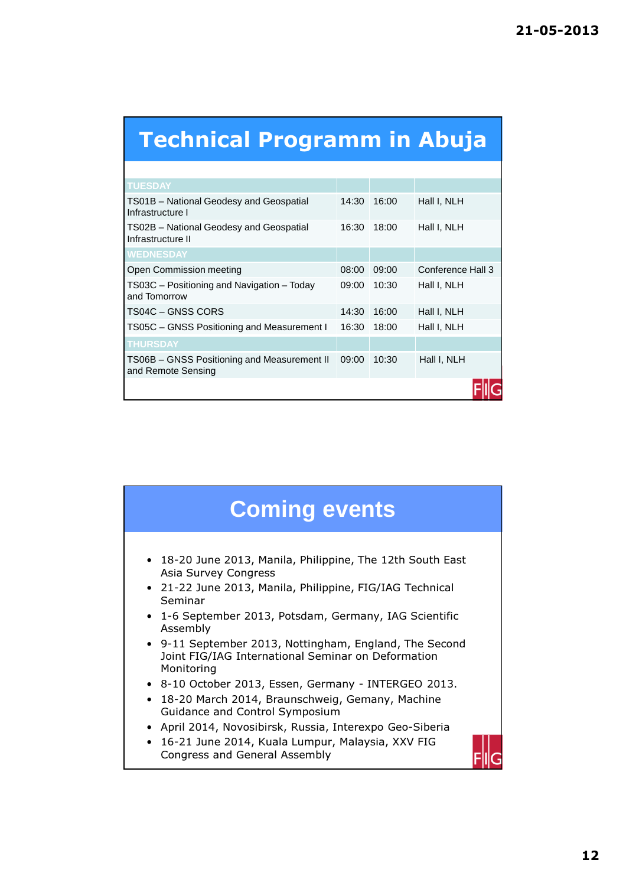## Technical Programm in Abuja

| | | | |
|---|---|---|---|
| TUESDAY | | | |
| TS01B – National Geodesy and Geospatial Infrastructure I | 14:30 | 16:00 | Hall I, NLH |
| TS02B – National Geodesy and Geospatial Infrastructure II | 16:30 | 18:00 | Hall I, NLH |
| WEDNESDAY | | | |
| Open Commission meeting | 08:00 | 09:00 | Conference Hall 3 |
| TS03C – Positioning and Navigation – Today and Tomorrow | 09:00 | 10:30 | Hall I, NLH |
| TS04C – GNSS CORS | 14:30 | 16:00 | Hall I, NLH |
| TS05C – GNSS Positioning and Measurement I | 16:30 | 18:00 | Hall I, NLH |
| THURSDAY | | | |
| TS06B – GNSS Positioning and Measurement II and Remote Sensing | 09:00 | 10:30 | Hall I, NLH |

## Coming events

- 18-20 June 2013, Manila, Philippine, The 12th South East Asia Survey Congress
- 21-22 June 2013, Manila, Philippine, FIG/IAG Technical Seminar
- 1-6 September 2013, Potsdam, Germany, IAG Scientific Assembly
- 9-11 September 2013, Nottingham, England, The Second Joint FIG/IAG International Seminar on Deformation Monitoring
- 8-10 October 2013, Essen, Germany - INTERGEO 2013.
- 18-20 March 2014, Braunschweig, Gemany, Machine Guidance and Control Symposium
- April 2014, Novosibirsk, Russia, Interexpo Geo-Siberia
- 16-21 June 2014, Kuala Lumpur, Malaysia, XXV FIG Congress and General Assembly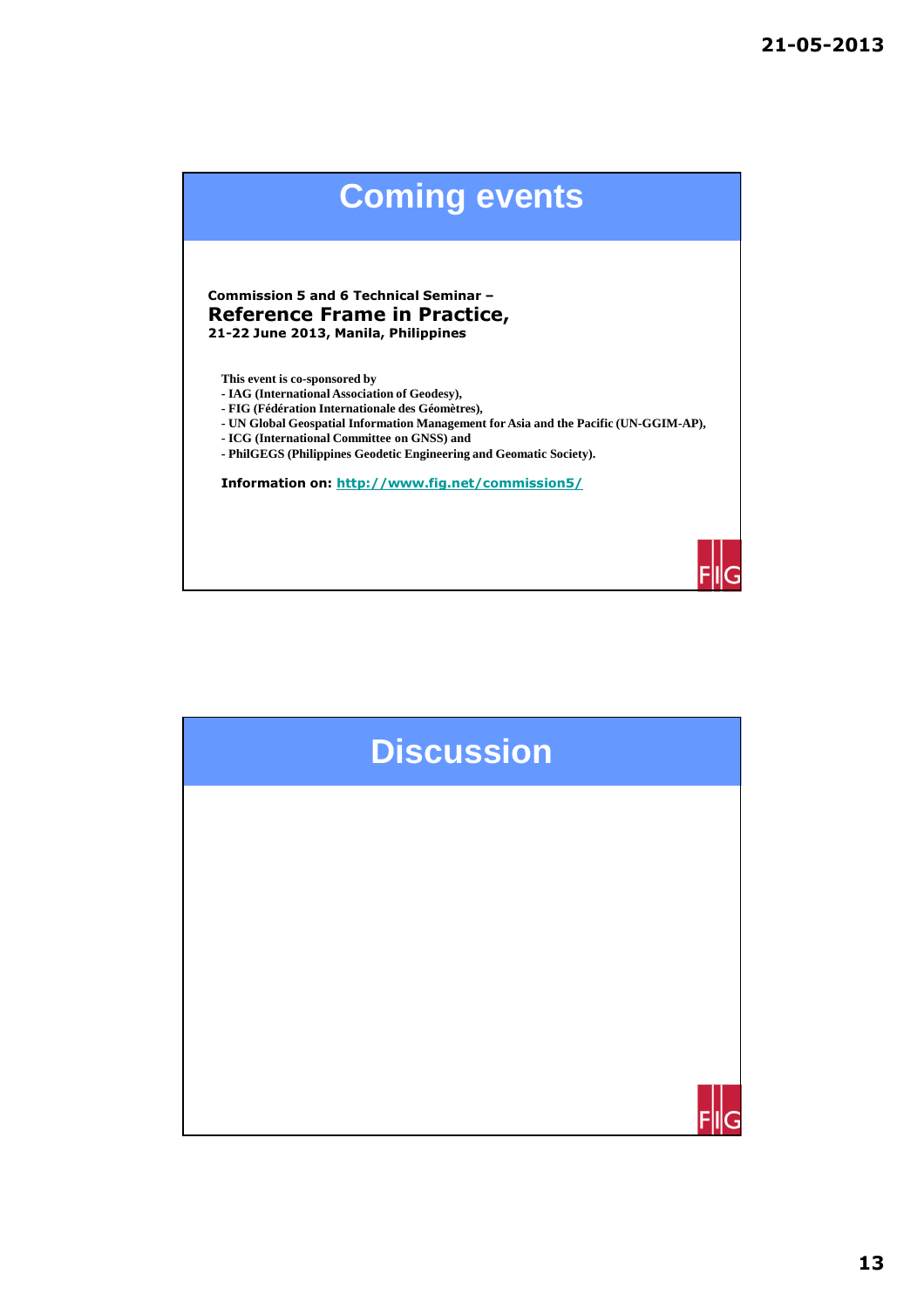# Coming events

**Commission 5 and 6 Technical Seminar –**
**Reference Frame in Practice,**
**21-22 June 2013, Manila, Philippines**

**This event is co-sponsored by**
**- IAG (International Association of Geodesy),**
**- FIG (Fédération Internationale des Géomètres),**
**- UN Global Geospatial Information Management for Asia and the Pacific (UN-GGIM-AP),**
**- ICG (International Committee on GNSS) and**
**- PhilGEGS (Philippines Geodetic Engineering and Geomatic Society).**

**Information on:** [http://www.fig.net/commission5/](http://www.fig.net/commission5/)

# Discussion